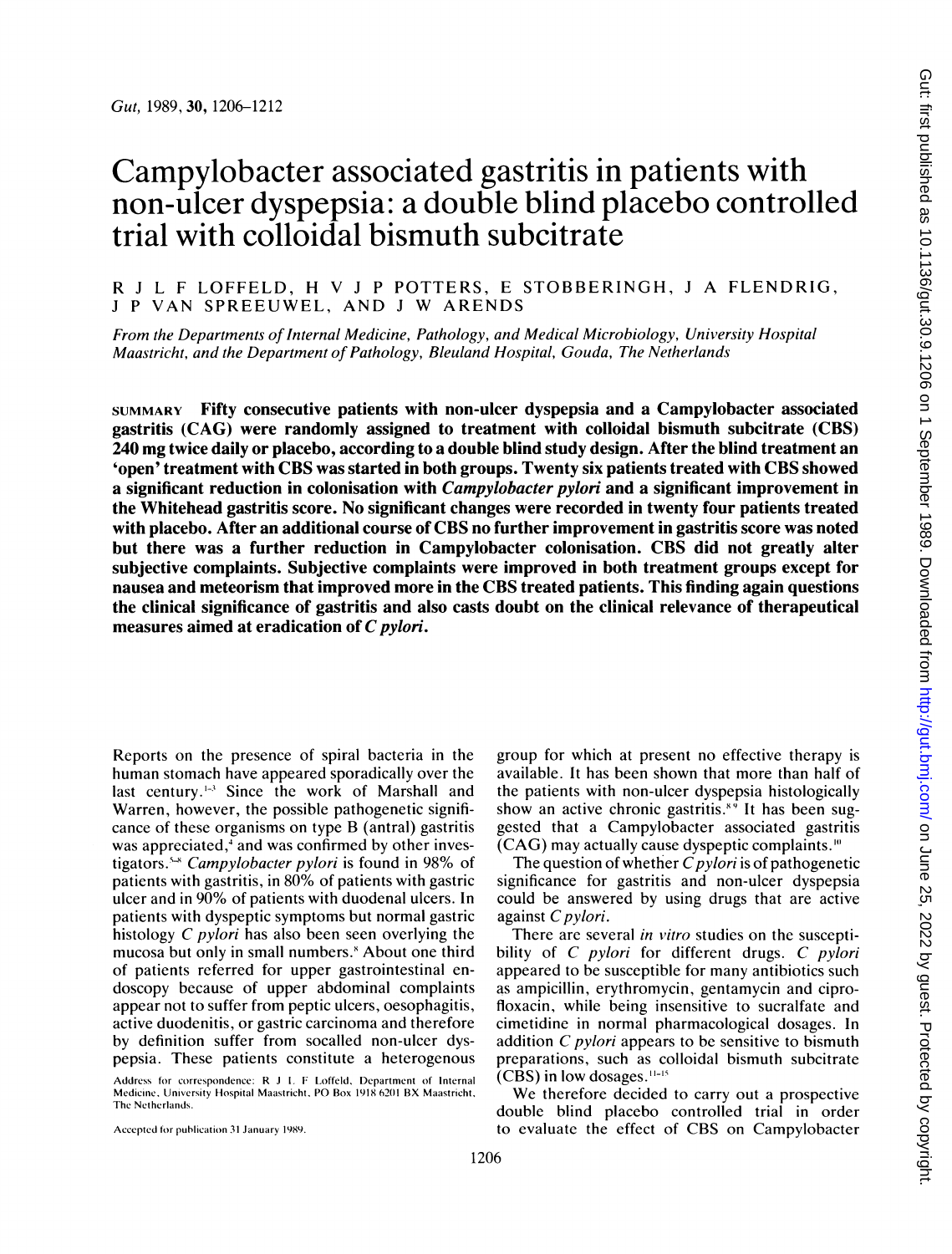# Campylobacter associated gastritis in patients with non-ulcer dyspepsia: a double blind placebo controlled trial with colloidal bismuth subcitrate

R J L F LOFFELD, H V J P POTTERS, E STOBBERINGH, J A FLENDRIG, J P VAN SPREEUWEL, AND J W ARENDS

*From the Departments of Internal Medicine, Pathology, and Medical Microbiology, University Hospital Maastricht, and the Department of Pathology, Bleuland Hospital, Gouda, The Netherlands*

SUMMARY **Fifty consecutive patients with non-ulcer dyspepsia and a Campylobacter associated gastritis (CAG) were randomly assigned to treatment with colloidal bismuth subcitrate (CBS) 240 mg twice daily or placebo, according to a double blind study design. After the blind treatment an 'open' treatment with CBS was started in both groups. Twenty six patients treated with CBS showed a significant reduction in colonisation with *Campylobacter pylori* and a significant improvement in the Whitehead gastritis score. No significant changes were recorded in twenty four patients treated with placebo. After an additional course of CBS no further improvement in gastritis score was noted but there was a further reduction in Campylobacter colonisation. CBS did not greatly alter subjective complaints. Subjective complaints were improved in both treatment groups except for nausea and meteorism that improved more in the CBS treated patients. This finding again questions the clinical significance of gastritis and also casts doubt on the clinical relevance of therapeutical measures aimed at eradication of *C pylori*.**

Reports on the presence of spiral bacteria in the human stomach have appeared sporadically over the last century.[1-3] Since the work of Marshall and Warren, however, the possible pathogenetic significance of these organisms on type B (antral) gastritis was appreciated,[4] and was confirmed by other investigators.[5-8] *Campylobacter pylori* is found in 98% of patients with gastritis, in 80% of patients with gastric ulcer and in 90% of patients with duodenal ulcers. In patients with dyspeptic symptoms but normal gastric histology *C pylori* has also been seen overlying the mucosa but only in small numbers.[8] About one third of patients referred for upper gastrointestinal endoscopy because of upper abdominal complaints appear not to suffer from peptic ulcers, oesophagitis, active duodenitis, or gastric carcinoma and therefore by definition suffer from socalled non-ulcer dyspepsia. These patients constitute a heterogenous group for which at present no effective therapy is available. It has been shown that more than half of the patients with non-ulcer dyspepsia histologically show an active chronic gastritis.[8,9] It has been suggested that a Campylobacter associated gastritis (CAG) may actually cause dyspeptic complaints.[10]

The question of whether *C pylori* is of pathogenetic significance for gastritis and non-ulcer dyspepsia could be answered by using drugs that are active against *C pylori*.

There are several *in vitro* studies on the susceptibility of *C pylori* for different drugs. *C pylori* appeared to be susceptible for many antibiotics such as ampicillin, erythromycin, gentamycin and ciprofloxacin, while being insensitive to sucralfate and cimetidine in normal pharmacological dosages. In addition *C pylori* appears to be sensitive to bismuth preparations, such as colloidal bismuth subcitrate (CBS) in low dosages.[11-15]

We therefore decided to carry out a prospective double blind placebo controlled trial in order to evaluate the effect of CBS on Campylobacter

Address for correspondence: R J L F Loffeld, Department of Internal Medicine, University Hospital Maastricht, PO Box 1918 6201 BX Maastricht, The Netherlands.

Accepted for publication 31 January 1989.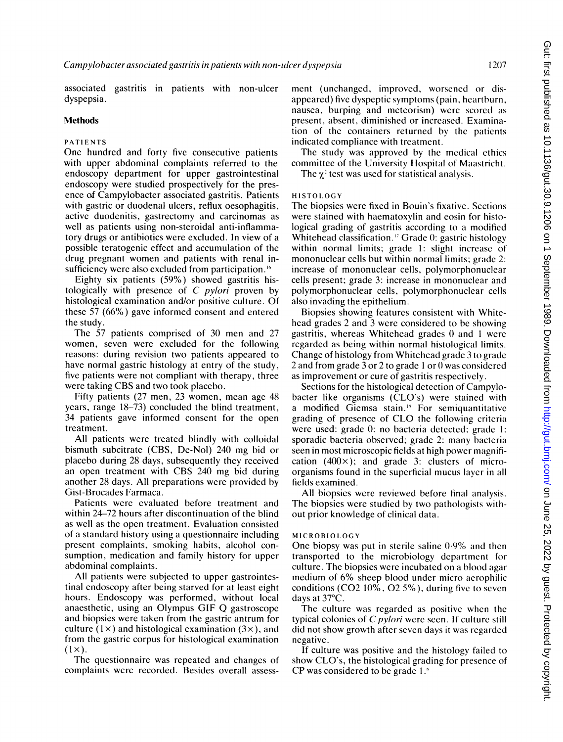associated gastritis in patients with non-ulcer dyspepsia.

## Methods

### PATIENTS

One hundred and forty five consecutive patients with upper abdominal complaints referred to the endoscopy department for upper gastrointestinal endoscopy were studied prospectively for the presence of Campylobacter associated gastritis. Patients with gastric or duodenal ulcers, reflux oesophagitis, active duodenitis, gastrectomy and carcinomas as well as patients using non-steroidal anti-inflammatory drugs or antibiotics were excluded. In view of a possible teratogenic effect and accumulation of the drug pregnant women and patients with renal insufficiency were also excluded from participation.[16]

Eighty six patients (59%) showed gastritis histologically with presence of *C pylori* proven by histological examination and/or positive culture. Of these 57 (66%) gave informed consent and entered the study.

The 57 patients comprised of 30 men and 27 women, seven were excluded for the following reasons: during revision two patients appeared to have normal gastric histology at entry of the study, five patients were not compliant with therapy, three were taking CBS and two took placebo.

Fifty patients (27 men, 23 women, mean age 48 years, range 18–73) concluded the blind treatment, 34 patients gave informed consent for the open treatment.

All patients were treated blindly with colloidal bismuth subcitrate (CBS, De-Nol) 240 mg bid or placebo during 28 days, subsequently they received an open treatment with CBS 240 mg bid during another 28 days. All preparations were provided by Gist-Brocades Farmaca.

Patients were evaluated before treatment and within 24–72 hours after discontinuation of the blind as well as the open treatment. Evaluation consisted of a standard history using a questionnaire including present complaints, smoking habits, alcohol consumption, medication and family history for upper abdominal complaints.

All patients were subjected to upper gastrointestinal endoscopy after being starved for at least eight hours. Endoscopy was performed, without local anaesthetic, using an Olympus GIF Q gastroscope and biopsies were taken from the gastric antrum for culture (1×) and histological examination (3×), and from the gastric corpus for histological examination (1×).

The questionnaire was repeated and changes of complaints were recorded. Besides overall assessment (unchanged, improved, worsened or disappeared) five dyspeptic symptoms (pain, heartburn, nausea, burping and meteorism) were scored as present, absent, diminished or increased. Examination of the containers returned by the patients indicated compliance with treatment.

The study was approved by the medical ethics committee of the University Hospital of Maastricht.

The $\chi^2$ test was used for statistical analysis.

### HISTOLOGY

The biopsies were fixed in Bouin's fixative. Sections were stained with haematoxylin and eosin for histological grading of gastritis according to a modified Whitehead classification.[17] Grade 0: gastric histology within normal limits; grade 1: slight increase of mononuclear cells but within normal limits; grade 2: increase of mononuclear cells, polymorphonuclear cells present; grade 3: increase in mononuclear and polymorphonuclear cells, polymorphonuclear cells also invading the epithelium.

Biopsies showing features consistent with Whitehead grades 2 and 3 were considered to be showing gastritis, whereas Whitehead grades 0 and 1 were regarded as being within normal histological limits. Change of histology from Whitehead grade 3 to grade 2 and from grade 3 or 2 to grade 1 or 0 was considered as improvement or cure of gastritis respectively.

Sections for the histological detection of Campylobacter like organisms (CLO's) were stained with a modified Giemsa stain.[18] For semiquantitative grading of presence of CLO the following criteria were used: grade 0: no bacteria detected; grade 1: sporadic bacteria observed; grade 2: many bacteria seen in most microscopic fields at high power magnification (400×); and grade 3: clusters of microorganisms found in the superficial mucus layer in all fields examined.

All biopsies were reviewed before final analysis. The biopsies were studied by two pathologists without prior knowledge of clinical data.

### MICROBIOLOGY

One biopsy was put in sterile saline 0·9% and then transported to the microbiology department for culture. The biopsies were incubated on a blood agar medium of 6% sheep blood under micro aerophilic conditions ($CO_2$ 10%, $O_2$ 5%), during five to seven days at 37°C.

The culture was regarded as positive when the typical colonies of *C pylori* were seen. If culture still did not show growth after seven days it was regarded negative.

If culture was positive and the histology failed to show CLO's, the histological grading for presence of CP was considered to be grade 1.[8]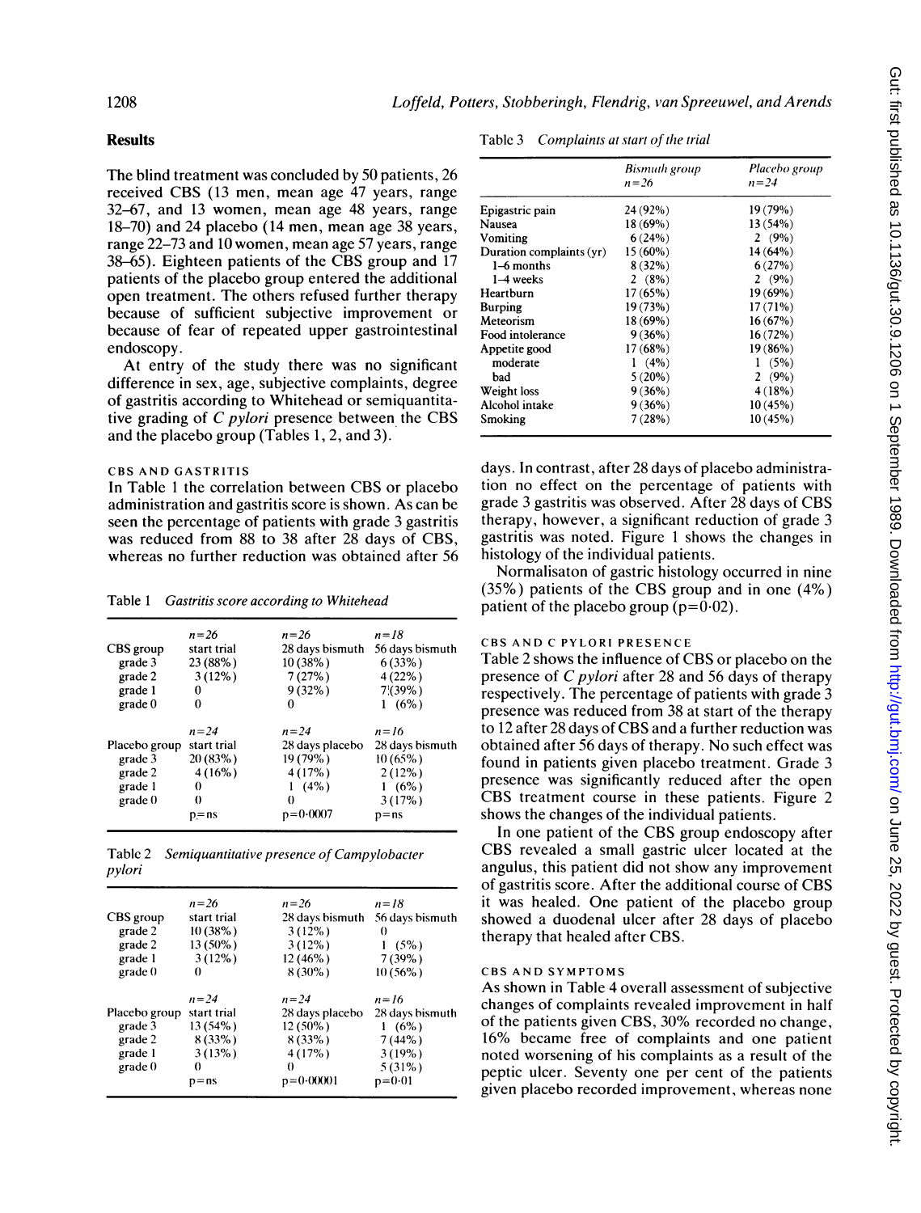## Results

The blind treatment was concluded by 50 patients, 26 received CBS (13 men, mean age 47 years, range 32–67, and 13 women, mean age 48 years, range 18–70) and 24 placebo (14 men, mean age 38 years, range 22–73 and 10 women, mean age 57 years, range 38–65). Eighteen patients of the CBS group and 17 patients of the placebo group entered the additional open treatment. The others refused further therapy because of sufficient subjective improvement or because of fear of repeated upper gastrointestinal endoscopy.

At entry of the study there was no significant difference in sex, age, subjective complaints, degree of gastritis according to Whitehead or semiquantitative grading of *C pylori* presence between the CBS and the placebo group (Tables 1, 2, and 3).

### CBS AND GASTRITIS

In Table 1 the correlation between CBS or placebo administration and gastritis score is shown. As can be seen the percentage of patients with grade 3 gastritis was reduced from 88 to 38 after 28 days of CBS, whereas no further reduction was obtained after 56 days. In contrast, after 28 days of placebo administration no effect on the percentage of patients with grade 3 gastritis was observed. After 28 days of CBS therapy, however, a significant reduction of grade 3 gastritis was noted. Figure 1 shows the changes in histology of the individual patients.

Normalisaton of gastric histology occurred in nine (35%) patients of the CBS group and in one (4%) patient of the placebo group ($p=0.02$).

Table 1 *Gastritis score according to Whitehead*

| | n=26 | n=26 | n=18 |
|---|---|---|---|
| CBS group | start trial | 28 days bismuth | 56 days bismuth |
| grade 3 | 23 (88%) | 10 (38%) | 6 (33%) |
| grade 2 | 3 (12%) | 7 (27%) | 4 (22%) |
| grade 1 | 0 | 9 (32%) | 7 (39%) |
| grade 0 | 0 | 0 | 1 (6%) |
| | n=24 | n=24 | n=16 |
| Placebo group | start trial | 28 days placebo | 28 days bismuth |
| grade 3 | 20 (83%) | 19 (79%) | 10 (65%) |
| grade 2 | 4 (16%) | 4 (17%) | 2 (12%) |
| grade 1 | 0 | 1 (4%) | 1 (6%) |
| grade 0 | 0 | 0 | 3 (17%) |
| | p=ns | p=0·0007 | p=ns |

Table 2 *Semiquantitative presence of Campylobacter pylori*

| | n=26 | n=26 | n=18 |
|---|---|---|---|
| CBS group | start trial | 28 days bismuth | 56 days bismuth |
| grade 2 | 10 (38%) | 3 (12%) | 0 |
| grade 2 | 13 (50%) | 3 (12%) | 1 (5%) |
| grade 1 | 3 (12%) | 12 (46%) | 7 (39%) |
| grade 0 | 0 | 8 (30%) | 10 (56%) |
| | n=24 | n=24 | n=16 |
| Placebo group | start trial | 28 days placebo | 28 days bismuth |
| grade 3 | 13 (54%) | 12 (50%) | 1 (6%) |
| grade 2 | 8 (33%) | 8 (33%) | 7 (44%) |
| grade 1 | 3 (13%) | 4 (17%) | 3 (19%) |
| grade 0 | 0 | 0 | 5 (31%) |
| | p=ns | p=0·00001 | p=0·01 |

Table 3 *Complaints at start of the trial*

| | Bismuth group n=26 | Placebo group n=24 |
|---|---|---|
| Epigastric pain | 24 (92%) | 19 (79%) |
| Nausea | 18 (69%) | 13 (54%) |
| Vomiting | 6 (24%) | 2 (9%) |
| Duration complaints (yr) | 15 (60%) | 14 (64%) |
| 1–6 months | 8 (32%) | 6 (27%) |
| 1–4 weeks | 2 (8%) | 2 (9%) |
| Heartburn | 17 (65%) | 19 (69%) |
| Burping | 19 (73%) | 17 (71%) |
| Meteorism | 18 (69%) | 16 (67%) |
| Food intolerance | 9 (36%) | 16 (72%) |
| Appetite good | 17 (68%) | 19 (86%) |
| moderate | 1 (4%) | 1 (5%) |
| bad | 5 (20%) | 2 (9%) |
| Weight loss | 9 (36%) | 4 (18%) |
| Alcohol intake | 9 (36%) | 10 (45%) |
| Smoking | 7 (28%) | 10 (45%) |

### CBS AND C PYLORI PRESENCE

Table 2 shows the influence of CBS or placebo on the presence of *C pylori* after 28 and 56 days of therapy respectively. The percentage of patients with grade 3 presence was reduced from 38 at start of the therapy to 12 after 28 days of CBS and a further reduction was obtained after 56 days of therapy. No such effect was found in patients given placebo treatment. Grade 3 presence was significantly reduced after the open CBS treatment course in these patients. Figure 2 shows the changes of the individual patients.

In one patient of the CBS group endoscopy after CBS revealed a small gastric ulcer located at the angulus, this patient did not show any improvement of gastritis score. After the additional course of CBS it was healed. One patient of the placebo group showed a duodenal ulcer after 28 days of placebo therapy that healed after CBS.

### CBS AND SYMPTOMS

As shown in Table 4 overall assessment of subjective changes of complaints revealed improvement in half of the patients given CBS, 30% recorded no change, 16% became free of complaints and one patient noted worsening of his complaints as a result of the peptic ulcer. Seventy one per cent of the patients given placebo recorded improvement, whereas none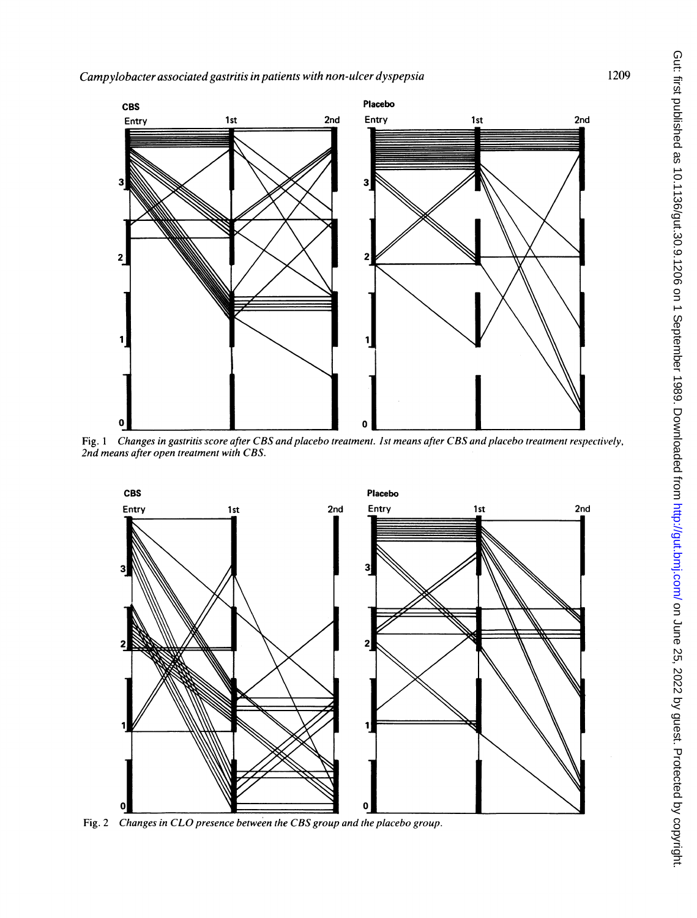Fig. 1 *Changes in gastritis score after CBS and placebo treatment. 1st means after CBS and placebo treatment respectively, 2nd means after open treatment with CBS.*

Fig. 2 *Changes in CLO presence between the CBS group and the placebo group.*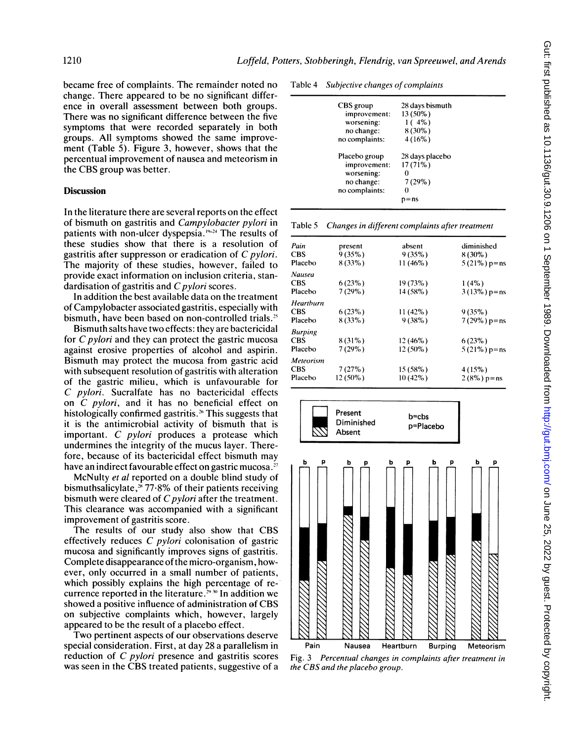became free of complaints. The remainder noted no change. There appeared to be no significant difference in overall assessment between both groups. There was no significant difference between the five symptoms that were recorded separately in both groups. All symptoms showed the same improvement (Table 5). Figure 3, however, shows that the percentual improvement of nausea and meteorism in the CBS group was better.

## Discussion

In the literature there are several reports on the effect of bismuth on gastritis and *Campylobacter pylori* in patients with non-ulcer dyspepsia.[19–24] The results of these studies show that there is a resolution of gastritis after suppresson or eradication of *C pylori*. The majority of these studies, however, failed to provide exact information on inclusion criteria, standardisation of gastritis and *C pylori* scores.

In addition the best available data on the treatment of Campylobacter associated gastritis, especially with bismuth, have been based on non-controlled trials.[25]

Bismuth salts have two effects: they are bactericidal for *C pylori* and they can protect the gastric mucosa against erosive properties of alcohol and aspirin. Bismuth may protect the mucosa from gastric acid with subsequent resolution of gastritis with alteration of the gastric milieu, which is unfavourable for *C pylori*. Sucralfate has no bactericidal effects on *C pylori*, and it has no beneficial effect on histologically confirmed gastritis.[26] This suggests that it is the antimicrobial activity of bismuth that is important. *C pylori* produces a protease which undermines the integrity of the mucus layer. Therefore, because of its bactericidal effect bismuth may have an indirect favourable effect on gastric mucosa.[27]

McNulty *et al* reported on a double blind study of bismuthsalicylate,[28] 77·8% of their patients receiving bismuth were cleared of *C pylori* after the treatment. This clearance was accompanied with a significant improvement of gastritis score.

The results of our study also show that CBS effectively reduces *C pylori* colonisation of gastric mucosa and significantly improves signs of gastritis. Complete disappearance of the micro-organism, however, only occurred in a small number of patients, which possibly explains the high percentage of recurrence reported in the literature.[29 30] In addition we showed a positive influence of administration of CBS on subjective complaints which, however, largely appeared to be the result of a placebo effect.

Two pertinent aspects of our observations deserve special consideration. First, at day 28 a parallelism in reduction of *C pylori* presence and gastritis scores was seen in the CBS treated patients, suggestive of a

Table 4 *Subjective changes of complaints*

| | |
|---|---|
| CBS group | 28 days bismuth |
| improvement: | 13 (50%) |
| worsening: | 1 (4%) |
| no change: | 8 (30%) |
| no complaints: | 4 (16%) |
| Placebo group | 28 days placebo |
| improvement: | 17 (71%) |
| worsening: | 0 |
| no change: | 7 (29%) |
| no complaints: | 0 |
| | p=ns |

Table 5 *Changes in different complaints after treatment*

| | present | absent | diminished |
|---|---|---|---|
| *Pain* | | | |
| CBS | 9 (35%) | 9 (35%) | 8 (30%) |
| Placebo | 8 (33%) | 11 (46%) | 5 (21%) p=ns |
| *Nausea* | | | |
| CBS | 6 (23%) | 19 (73%) | 1 (4%) |
| Placebo | 7 (29%) | 14 (58%) | 3 (13%) p=ns |
| *Heartburn* | | | |
| CBS | 6 (23%) | 11 (42%) | 9 (35%) |
| Placebo | 8 (33%) | 9 (38%) | 7 (29%) p=ns |
| *Burping* | | | |
| CBS | 8 (31%) | 12 (46%) | 6 (23%) |
| Placebo | 7 (29%) | 12 (50%) | 5 (21%) p=ns |
| *Meteorism* | | | |
| CBS | 7 (27%) | 15 (58%) | 4 (15%) |
| Placebo | 12 (50%) | 10 (42%) | 2 (8%) p=ns |

Fig. 3 *Percentual changes in complaints after treatment in the CBS and the placebo group.*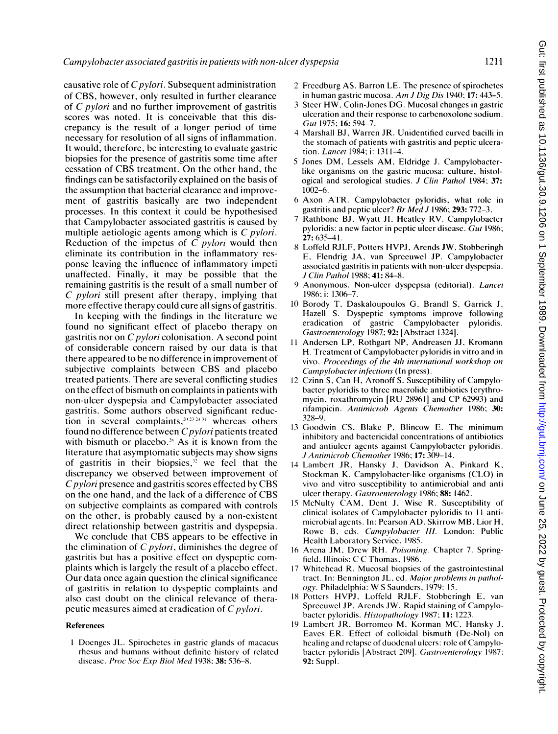causative role of *C pylori*. Subsequent administration of CBS, however, only resulted in further clearance of *C pylori* and no further improvement of gastritis scores was noted. It is conceivable that this discrepancy is the result of a longer period of time necessary for resolution of all signs of inflammation. It would, therefore, be interesting to evaluate gastric biopsies for the presence of gastritis some time after cessation of CBS treatment. On the other hand, the findings can be satisfactorily explained on the basis of the assumption that bacterial clearance and improvement of gastritis basically are two independent processes. In this context it could be hypothesised that Campylobacter associated gastritis is caused by multiple aetiologic agents among which is *C pylori*. Reduction of the impetus of *C pylori* would then eliminate its contribution in the inflammatory response leaving the influence of inflammatory impeti unaffected. Finally, it may be possible that the remaining gastritis is the result of a small number of *C pylori* still present after therapy, implying that more effective therapy could cure all signs of gastritis.

In keeping with the findings in the literature we found no significant effect of placebo therapy on gastritis nor on *C pylori* colonisation. A second point of considerable concern raised by our data is that there appeared to be no difference in improvement of subjective complaints between CBS and placebo treated patients. There are several conflicting studies on the effect of bismuth on complaints in patients with non-ulcer dyspepsia and Campylobacter associated gastritis. Some authors observed significant reduction in several complaints,[20 23 24 31] whereas others found no difference between *C pylori* patients treated with bismuth or placebo.[28] As it is known from the literature that asymptomatic subjects may show signs of gastritis in their biopsies,[32] we feel that the discrepancy we observed between improvement of *C pylori* presence and gastritis scores effected by CBS on the one hand, and the lack of a difference of CBS on subjective complaints as compared with controls on the other, is probably caused by a non-existent direct relationship between gastritis and dyspepsia.

We conclude that CBS appears to be effective in the elimination of *C pylori*, diminishes the degree of gastritis but has a positive effect on dyspeptic complaints which is largely the result of a placebo effect. Our data once again question the clinical significance of gastritis in relation to dyspeptic complaints and also cast doubt on the clinical relevance of therapeutic measures aimed at eradication of *C pylori*.

### References

1 Doenges JL. Spirochetes in gastric glands of macacus rhesus and humans without definite history of related disease. *Proc Soc Exp Biol Med* 1938; **38:** 536–8.

2 Freedburg AS, Barron LE. The presence of spirochetes in human gastric mucosa. *Am J Dig Dis* 1940; **17:** 443–5.

3 Steer HW, Colin-Jones DG. Mucosal changes in gastric ulceration and their response to carbenoxolone sodium. *Gut* 1975; **16:** 594–7.

4 Marshall BJ, Warren JR. Unidentified curved bacilli in the stomach of patients with gastritis and peptic ulceration. *Lancet* 1984; i: 1311–4.

5 Jones DM, Lessels AM, Eldridge J. Campylobacter-like organisms on the gastric mucosa: culture, histological and serological studies. *J Clin Pathol* 1984; **37:** 1002–6.

6 Axon ATR. Campylobacter pyloridis, what role in gastritis and peptic ulcer? *Br Med J* 1986; **293:** 772–3.

7 Rathbone BJ, Wyatt JI, Heatley RV. Campylobacter pyloridis: a new factor in peptic ulcer disease. *Gut* 1986; **27:** 635–41.

8 Loffeld RJLF, Potters HVPJ, Arends JW, Stobberingh E, Flendrig JA, van Spreeuwel JP. Campylobacter associated gastritis in patients with non-ulcer dyspepsia. *J Clin Pathol* 1988; **41:** 84–8.

9 Anonymous. Non-ulcer dyspepsia (editorial). *Lancet* 1986; i: 1306–7.

10 Borody T, Daskaloupoulos G, Brandl S, Garrick J, Hazell S. Dyspeptic symptoms improve following eradication of gastric Campylobacter pyloridis. *Gastroenterology* 1987; **92:** [Abstract 1324].

11 Andersen LP, Rothgart NP, Andreasen JJ, Kromann H. Treatment of Campylobacter pyloridis in vitro and in vivo. *Proceedings of the 4th international workshop on Campylobacter infections* (In press).

12 Czinn S, Can H, Aronoff S. Susceptibility of Campylobacter pyloridis to three macrolide antibiotics (erythromycin, roxathromycin [RU 28961] and CP 62993) and rifampicin. *Antimicrob Agents Chemother* 1986; **30:** 328–9.

13 Goodwin CS, Blake P, Blincow E. The minimum inhibitory and bactericidal concentrations of antibiotics and antiulcer agents against Campylobacter pyloridis. *J Antimicrob Chemother* 1986; **17:** 309–14.

14 Lambert JR, Hansky J, Davidson A, Pinkard K, Stockman K. Campylobacter-like organisms (CLO) in vivo and vitro susceptibility to antimicrobial and anti ulcer therapy. *Gastroenterology* 1986; **88:** 1462.

15 McNulty CAM, Dent J, Wise R. Susceptibility of clinical isolates of Campylobacter pyloridis to 11 antimicrobial agents. In: Pearson AD, Skirrow MB, Lior H, Rowe B, eds. *Campylobacter III.* London: Public Health Laboratory Service, 1985.

16 Arena JM, Drew RH. *Poisoning.* Chapter 7. Springfield, Illinois: C C Thomas, 1986.

17 Whitehead R. Mucosal biopsies of the gastrointestinal tract. In: Bennington JL, ed. *Major problems in pathology.* Philadelphia: W S Saunders, 1979: 15.

18 Potters HVPJ, Loffeld RJLF, Stobberingh E, van Spreeuwel JP, Arends JW. Rapid staining of Campylobacter pyloridis. *Histopathology* 1987; **11:** 1223.

19 Lambert JR, Borromeo M, Korman MC, Hansky J, Eaves ER. Effect of colloidal bismuth (De-Nol) on healing and relapse of duodenal ulcers: role of Campylobacter pyloridis [Abstract 209]. *Gastroenterology* 1987; **92:** Suppl.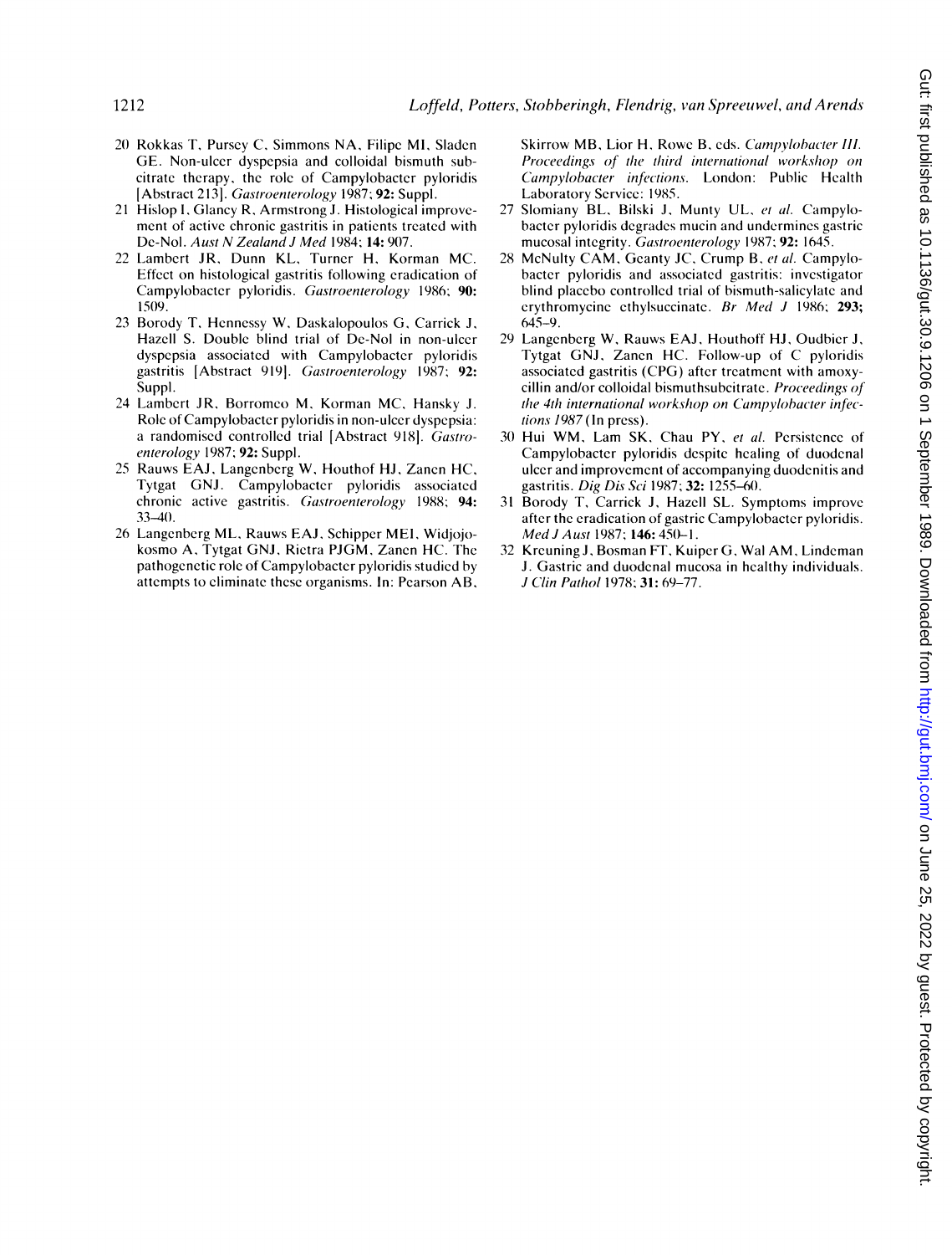20 Rokkas T, Pursey C, Simmons NA, Filipe MI, Sladen GE. Non-ulcer dyspepsia and colloidal bismuth subcitrate therapy, the role of Campylobacter pyloridis [Abstract 213]. *Gastroenterology* 1987; **92:** Suppl.

21 Hislop I, Glancy R, Armstrong J. Histological improvement of active chronic gastritis in patients treated with De-Nol. *Aust N Zealand J Med* 1984; **14:** 907.

22 Lambert JR, Dunn KL, Turner H, Korman MC. Effect on histological gastritis following eradication of Campylobacter pyloridis. *Gastroenterology* 1986; **90:** 1509.

23 Borody T, Hennessy W, Daskalopoulos G, Carrick J, Hazell S. Double blind trial of De-Nol in non-ulcer dyspepsia associated with Campylobacter pyloridis gastritis [Abstract 919]. *Gastroenterology* 1987; **92:** Suppl.

24 Lambert JR, Borromeo M, Korman MC, Hansky J. Role of Campylobacter pyloridis in non-ulcer dyspepsia: a randomised controlled trial [Abstract 918]. *Gastroenterology* 1987; **92:** Suppl.

25 Rauws EAJ, Langenberg W, Houthof HJ, Zanen HC, Tytgat GNJ. Campylobacter pyloridis associated chronic active gastritis. *Gastroenterology* 1988; **94:** 33–40.

26 Langenberg ML, Rauws EAJ, Schipper MEI, Widjojokosmo A, Tytgat GNJ, Rietra PJGM, Zanen HC. The pathogenetic role of Campylobacter pyloridis studied by attempts to eliminate these organisms. In: Pearson AB, Skirrow MB, Lior H, Rowe B, eds. *Campylobacter III. Proceedings of the third international workshop on Campylobacter infections.* London: Public Health Laboratory Service: 1985.

27 Slomiany BL, Bilski J, Munty UL, *et al.* Campylobacter pyloridis degrades mucin and undermines gastric mucosal integrity. *Gastroenterology* 1987; **92:** 1645.

28 McNulty CAM, Geanty JC, Crump B, *et al.* Campylobacter pyloridis and associated gastritis: investigator blind placebo controlled trial of bismuth-salicylate and erythromycine ethylsuccinate. *Br Med J* 1986; **293;** 645–9.

29 Langenberg W, Rauws EAJ, Houthoff HJ, Oudbier J, Tytgat GNJ, Zanen HC. Follow-up of C pyloridis associated gastritis (CPG) after treatment with amoxycillin and/or colloidal bismuthsubcitrate. *Proceedings of the 4th international workshop on Campylobacter infections 1987* (In press).

30 Hui WM, Lam SK, Chau PY, *et al.* Persistence of Campylobacter pyloridis despite healing of duodenal ulcer and improvement of accompanying duodenitis and gastritis. *Dig Dis Sci* 1987; **32:** 1255–60.

31 Borody T, Carrick J, Hazell SL. Symptoms improve after the eradication of gastric Campylobacter pyloridis. *Med J Aust* 1987; **146:** 450–1.

32 Kreuning J, Bosman FT, Kuiper G, Wal AM, Lindeman J. Gastric and duodenal mucosa in healthy individuals. *J Clin Pathol* 1978; **31:** 69–77.